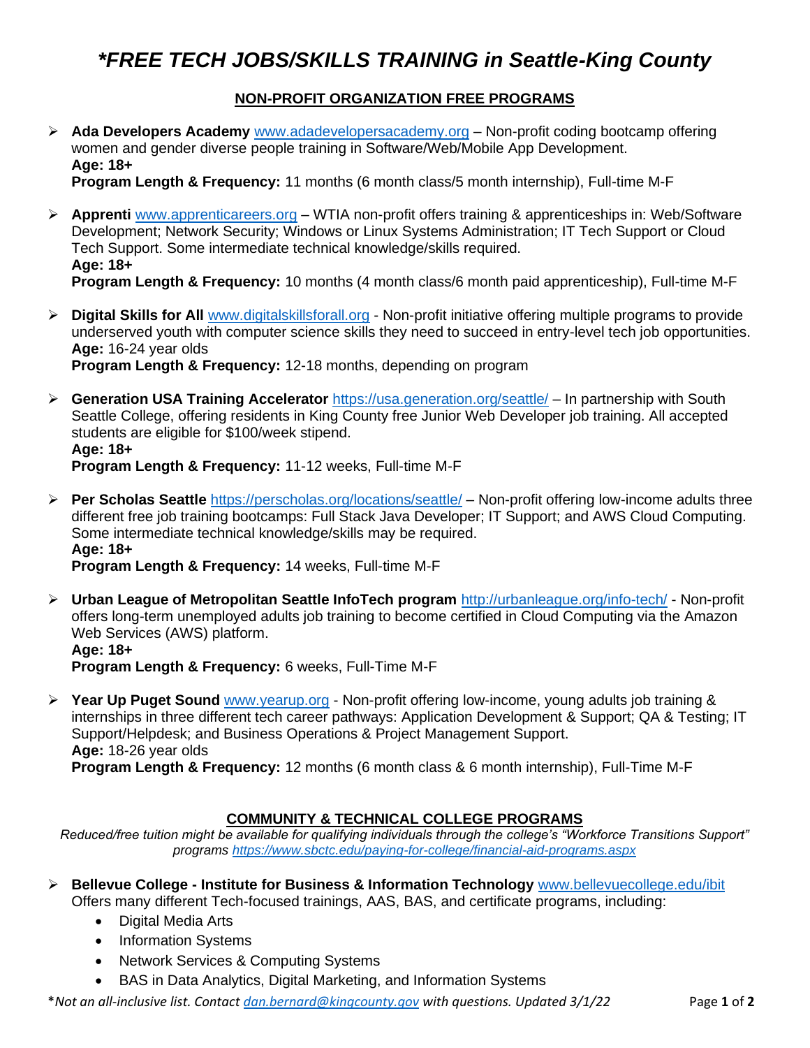# *FREE TECH JOBS/SKILLS TRAINING in Seattle-King County

## NON-PROFIT ORGANIZATION FREE PROGRAMS

- **Ada Developers Academy** www.adadevelopersacademy.org – Non-profit coding bootcamp offering women and gender diverse people training in Software/Web/Mobile App Development.
  **Age: 18+**
  **Program Length & Frequency:** 11 months (6 month class/5 month internship), Full-time M-F

- **Apprenti** www.apprenticareers.org – WTIA non-profit offers training & apprenticeships in: Web/Software Development; Network Security; Windows or Linux Systems Administration; IT Tech Support or Cloud Tech Support. Some intermediate technical knowledge/skills required.
  **Age: 18+**
  **Program Length & Frequency:** 10 months (4 month class/6 month paid apprenticeship), Full-time M-F

- **Digital Skills for All** www.digitalskillsforall.org - Non-profit initiative offering multiple programs to provide underserved youth with computer science skills they need to succeed in entry-level tech job opportunities.
  **Age:** 16-24 year olds
  **Program Length & Frequency:** 12-18 months, depending on program

- **Generation USA Training Accelerator** https://usa.generation.org/seattle/ – In partnership with South Seattle College, offering residents in King County free Junior Web Developer job training. All accepted students are eligible for $100/week stipend.
  **Age: 18+**
  **Program Length & Frequency:** 11-12 weeks, Full-time M-F

- **Per Scholas Seattle** https://perscholas.org/locations/seattle/ – Non-profit offering low-income adults three different free job training bootcamps: Full Stack Java Developer; IT Support; and AWS Cloud Computing. Some intermediate technical knowledge/skills may be required.
  **Age: 18+**
  **Program Length & Frequency:** 14 weeks, Full-time M-F

- **Urban League of Metropolitan Seattle InfoTech program** http://urbanleague.org/info-tech/ - Non-profit offers long-term unemployed adults job training to become certified in Cloud Computing via the Amazon Web Services (AWS) platform.
  **Age: 18+**
  **Program Length & Frequency:** 6 weeks, Full-Time M-F

- **Year Up Puget Sound** www.yearup.org - Non-profit offering low-income, young adults job training & internships in three different tech career pathways: Application Development & Support; QA & Testing; IT Support/Helpdesk; and Business Operations & Project Management Support.
  **Age:** 18-26 year olds
  **Program Length & Frequency:** 12 months (6 month class & 6 month internship), Full-Time M-F

## COMMUNITY & TECHNICAL COLLEGE PROGRAMS

*Reduced/free tuition might be available for qualifying individuals through the college's "Workforce Transitions Support" programs https://www.sbctc.edu/paying-for-college/financial-aid-programs.aspx*

- **Bellevue College - Institute for Business & Information Technology** www.bellevuecollege.edu/ibit
  Offers many different Tech-focused trainings, AAS, BAS, and certificate programs, including:
  - Digital Media Arts
  - Information Systems
  - Network Services & Computing Systems
  - BAS in Data Analytics, Digital Marketing, and Information Systems

*\*Not an all-inclusive list. Contact dan.bernard@kingcounty.gov with questions. Updated 3/1/22*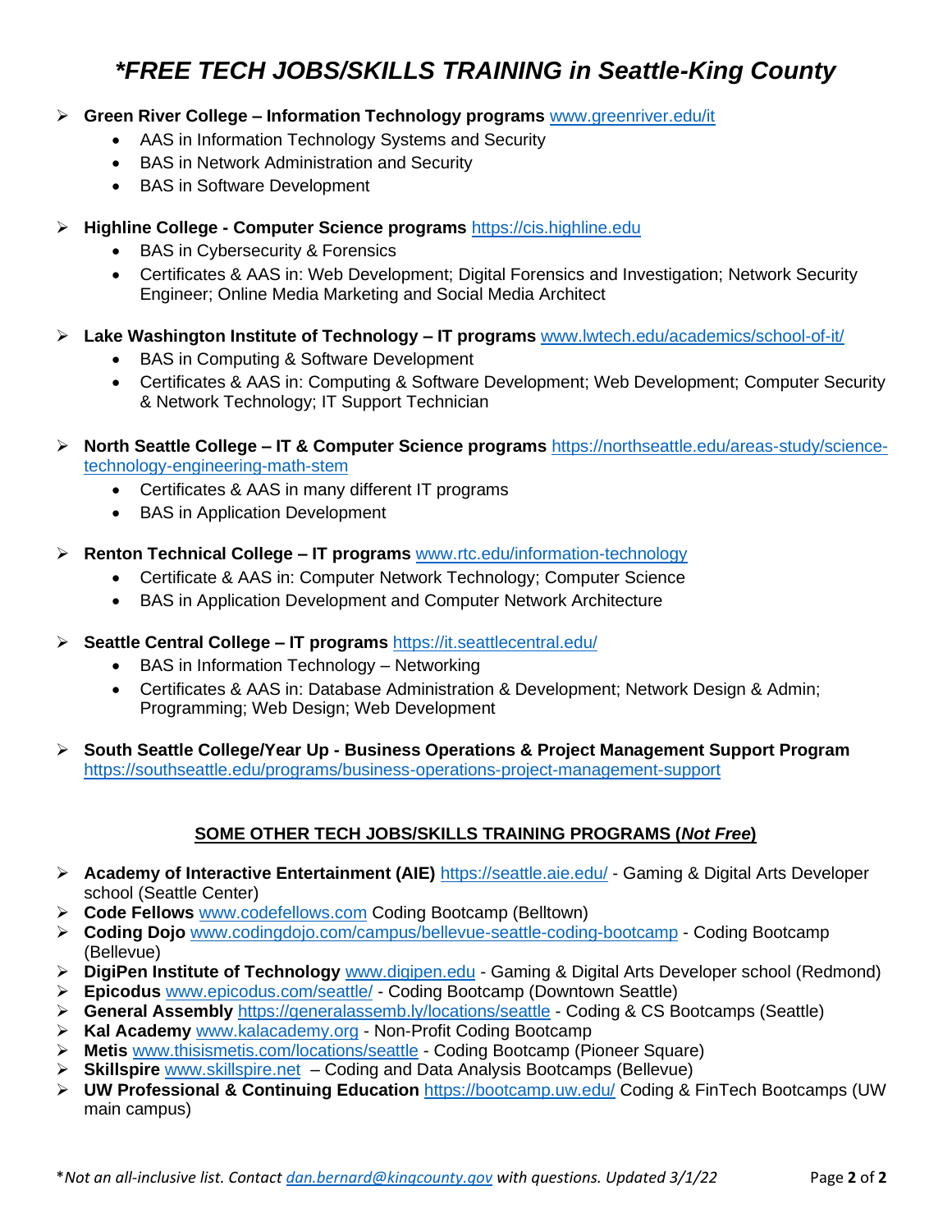# *FREE TECH JOBS/SKILLS TRAINING in Seattle-King County

- **Green River College – Information Technology programs** www.greenriver.edu/it
  - AAS in Information Technology Systems and Security
  - BAS in Network Administration and Security
  - BAS in Software Development

- **Highline College - Computer Science programs** https://cis.highline.edu
  - BAS in Cybersecurity & Forensics
  - Certificates & AAS in: Web Development; Digital Forensics and Investigation; Network Security Engineer; Online Media Marketing and Social Media Architect

- **Lake Washington Institute of Technology – IT programs** www.lwtech.edu/academics/school-of-it/
  - BAS in Computing & Software Development
  - Certificates & AAS in: Computing & Software Development; Web Development; Computer Security & Network Technology; IT Support Technician

- **North Seattle College – IT & Computer Science programs** https://northseattle.edu/areas-study/science-technology-engineering-math-stem
  - Certificates & AAS in many different IT programs
  - BAS in Application Development

- **Renton Technical College – IT programs** www.rtc.edu/information-technology
  - Certificate & AAS in: Computer Network Technology; Computer Science
  - BAS in Application Development and Computer Network Architecture

- **Seattle Central College – IT programs** https://it.seattlecentral.edu/
  - BAS in Information Technology – Networking
  - Certificates & AAS in: Database Administration & Development; Network Design & Admin; Programming; Web Design; Web Development

- **South Seattle College/Year Up - Business Operations & Project Management Support Program** https://southseattle.edu/programs/business-operations-project-management-support

## SOME OTHER TECH JOBS/SKILLS TRAINING PROGRAMS (*Not Free*)

- **Academy of Interactive Entertainment (AIE)** https://seattle.aie.edu/ - Gaming & Digital Arts Developer school (Seattle Center)
- **Code Fellows** www.codefellows.com Coding Bootcamp (Belltown)
- **Coding Dojo** www.codingdojo.com/campus/bellevue-seattle-coding-bootcamp - Coding Bootcamp (Bellevue)
- **DigiPen Institute of Technology** www.digipen.edu - Gaming & Digital Arts Developer school (Redmond)
- **Epicodus** www.epicodus.com/seattle/ - Coding Bootcamp (Downtown Seattle)
- **General Assembly** https://generalassemb.ly/locations/seattle - Coding & CS Bootcamps (Seattle)
- **Kal Academy** www.kalacademy.org - Non-Profit Coding Bootcamp
- **Metis** www.thisismetis.com/locations/seattle - Coding Bootcamp (Pioneer Square)
- **Skillspire** www.skillspire.net – Coding and Data Analysis Bootcamps (Bellevue)
- **UW Professional & Continuing Education** https://bootcamp.uw.edu/ Coding & FinTech Bootcamps (UW main campus)

*\*Not an all-inclusive list. Contact dan.bernard@kingcounty.gov with questions. Updated 3/1/22*